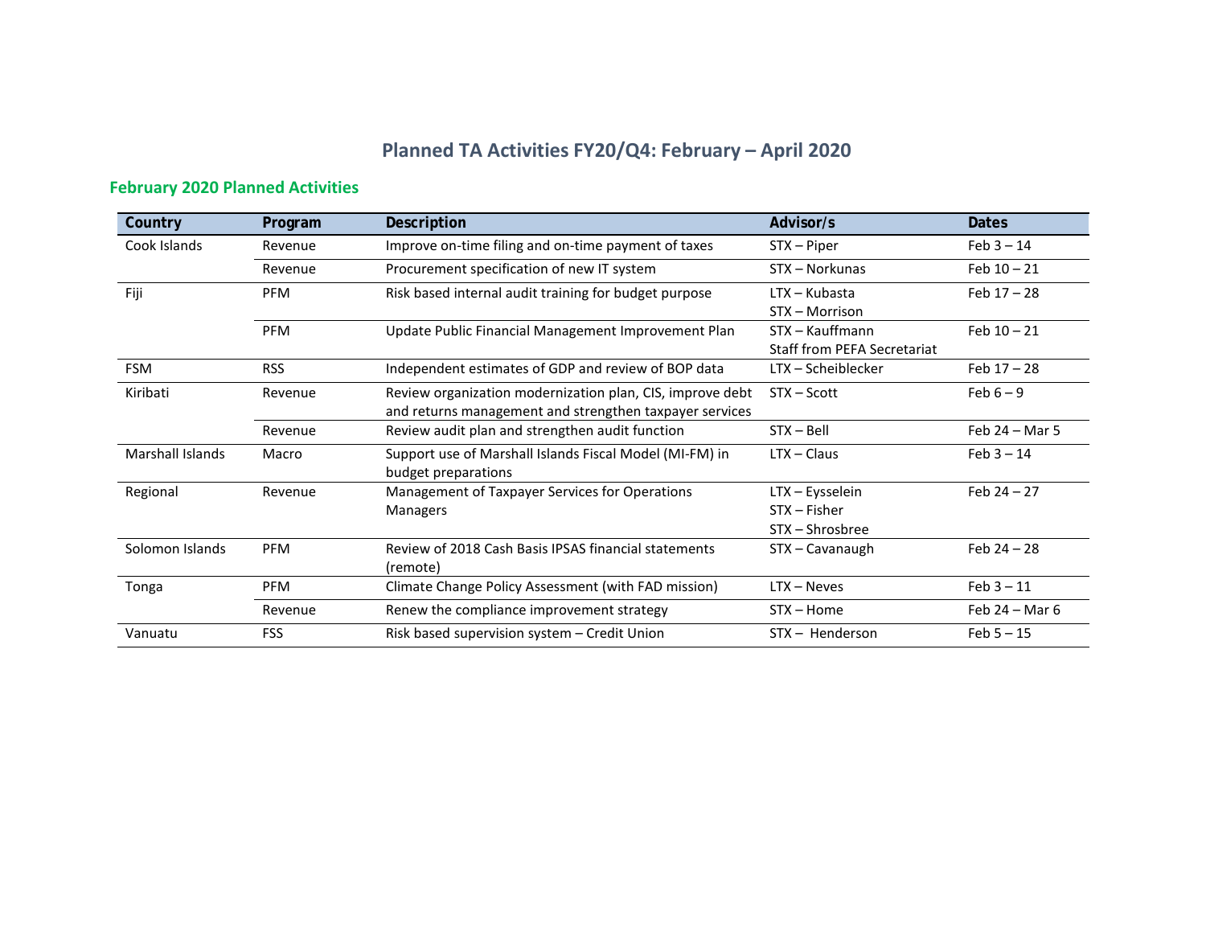# Planned TA Activities FY20/Q4: February – April 2020

## February 2020 Planned Activities

| Country | Program | Description | Advisor/s | Dates |
|---|---|---|---|---|
| Cook Islands | Revenue | Improve on-time filing and on-time payment of taxes | STX – Piper | Feb 3 – 14 |
| | Revenue | Procurement specification of new IT system | STX – Norkunas | Feb 10 – 21 |
| Fiji | PFM | Risk based internal audit training for budget purpose | LTX – Kubasta<br>STX – Morrison | Feb 17 – 28 |
| | PFM | Update Public Financial Management Improvement Plan | STX – Kauffmann<br>Staff from PEFA Secretariat | Feb 10 – 21 |
| FSM | RSS | Independent estimates of GDP and review of BOP data | LTX – Scheiblecker | Feb 17 – 28 |
| Kiribati | Revenue | Review organization modernization plan, CIS, improve debt and returns management and strengthen taxpayer services | STX – Scott | Feb 6 – 9 |
| | Revenue | Review audit plan and strengthen audit function | STX – Bell | Feb 24 – Mar 5 |
| Marshall Islands | Macro | Support use of Marshall Islands Fiscal Model (MI-FM) in budget preparations | LTX – Claus | Feb 3 – 14 |
| Regional | Revenue | Management of Taxpayer Services for Operations Managers | LTX – Eysselein<br>STX – Fisher<br>STX – Shrosbree | Feb 24 – 27 |
| Solomon Islands | PFM | Review of 2018 Cash Basis IPSAS financial statements (remote) | STX – Cavanaugh | Feb 24 – 28 |
| Tonga | PFM | Climate Change Policy Assessment (with FAD mission) | LTX – Neves | Feb 3 – 11 |
| | Revenue | Renew the compliance improvement strategy | STX – Home | Feb 24 – Mar 6 |
| Vanuatu | FSS | Risk based supervision system – Credit Union | STX – Henderson | Feb 5 – 15 |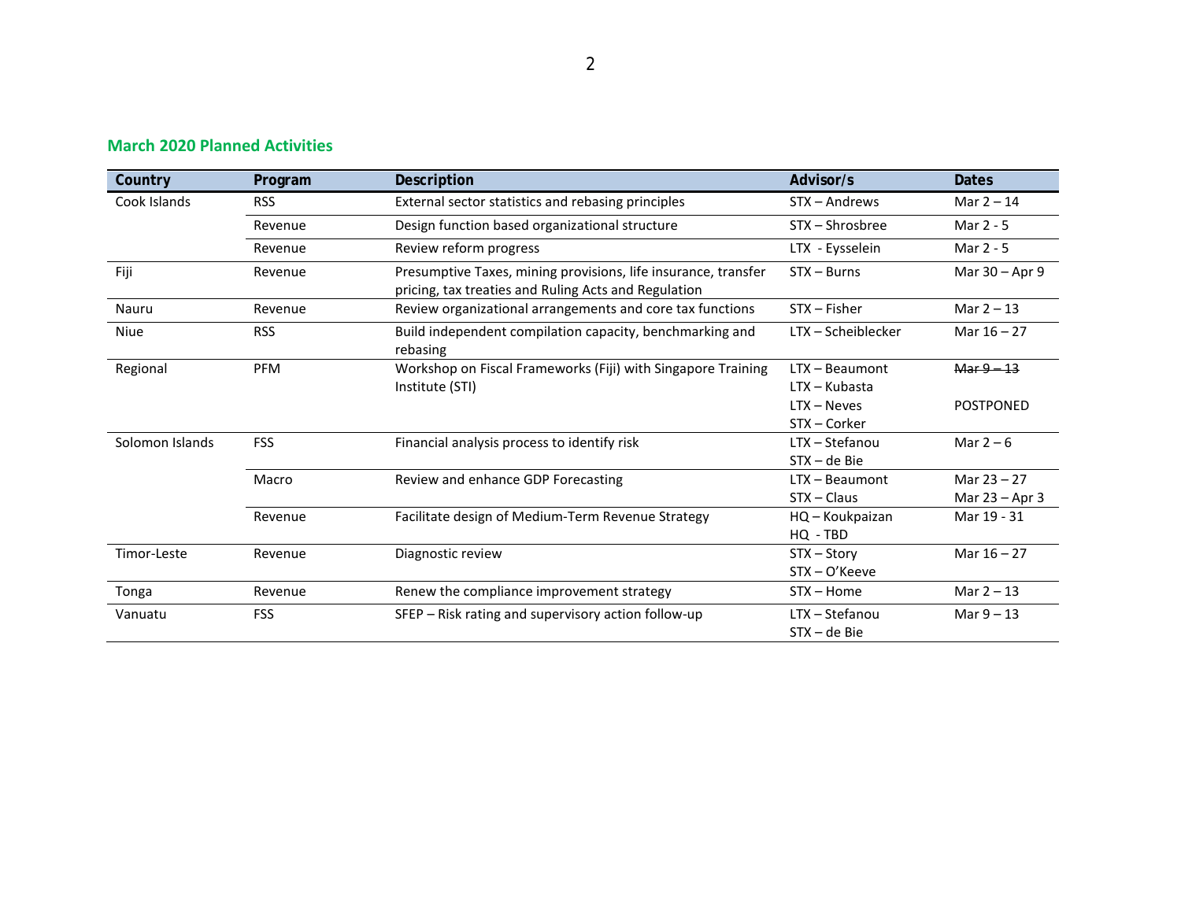## March 2020 Planned Activities

| Country | Program | Description | Advisor/s | Dates |
|---|---|---|---|---|
| Cook Islands | RSS | External sector statistics and rebasing principles | STX – Andrews | Mar 2 – 14 |
| | Revenue | Design function based organizational structure | STX – Shrosbree | Mar 2 - 5 |
| | Revenue | Review reform progress | LTX - Eysselein | Mar 2 - 5 |
| Fiji | Revenue | Presumptive Taxes, mining provisions, life insurance, transfer pricing, tax treaties and Ruling Acts and Regulation | STX – Burns | Mar 30 – Apr 9 |
| Nauru | Revenue | Review organizational arrangements and core tax functions | STX – Fisher | Mar 2 – 13 |
| Niue | RSS | Build independent compilation capacity, benchmarking and rebasing | LTX – Scheiblecker | Mar 16 – 27 |
| Regional | PFM | Workshop on Fiscal Frameworks (Fiji) with Singapore Training Institute (STI) | LTX – Beaumont<br>LTX – Kubasta<br>LTX – Neves<br>STX – Corker | ~~Mar 9 – 13~~<br><br>POSTPONED |
| Solomon Islands | FSS | Financial analysis process to identify risk | LTX – Stefanou<br>STX – de Bie | Mar 2 – 6 |
| | Macro | Review and enhance GDP Forecasting | LTX – Beaumont<br>STX – Claus | Mar 23 – 27<br>Mar 23 – Apr 3 |
| | Revenue | Facilitate design of Medium-Term Revenue Strategy | HQ – Koukpaizan<br>HQ - TBD | Mar 19 - 31 |
| Timor-Leste | Revenue | Diagnostic review | STX – Story<br>STX – O'Keeve | Mar 16 – 27 |
| Tonga | Revenue | Renew the compliance improvement strategy | STX – Home | Mar 2 – 13 |
| Vanuatu | FSS | SFEP – Risk rating and supervisory action follow-up | LTX – Stefanou<br>STX – de Bie | Mar 9 – 13 |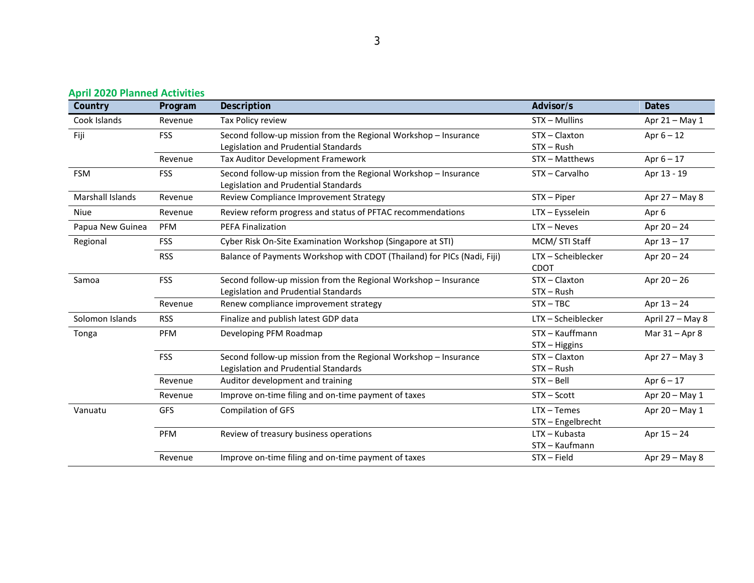## April 2020 Planned Activities

| Country | Program | Description | Advisor/s | Dates |
|---|---|---|---|---|
| Cook Islands | Revenue | Tax Policy review | STX – Mullins | Apr 21 – May 1 |
| Fiji | FSS | Second follow-up mission from the Regional Workshop – Insurance Legislation and Prudential Standards | STX – Claxton<br>STX – Rush | Apr 6 – 12 |
| | Revenue | Tax Auditor Development Framework | STX – Matthews | Apr 6 – 17 |
| FSM | FSS | Second follow-up mission from the Regional Workshop – Insurance Legislation and Prudential Standards | STX – Carvalho | Apr 13 - 19 |
| Marshall Islands | Revenue | Review Compliance Improvement Strategy | STX – Piper | Apr 27 – May 8 |
| Niue | Revenue | Review reform progress and status of PFTAC recommendations | LTX – Eysselein | Apr 6 |
| Papua New Guinea | PFM | PEFA Finalization | LTX – Neves | Apr 20 – 24 |
| Regional | FSS | Cyber Risk On-Site Examination Workshop (Singapore at STI) | MCM/ STI Staff | Apr 13 – 17 |
| | RSS | Balance of Payments Workshop with CDOT (Thailand) for PICs (Nadi, Fiji) | LTX – Scheiblecker<br>CDOT | Apr 20 – 24 |
| Samoa | FSS | Second follow-up mission from the Regional Workshop – Insurance Legislation and Prudential Standards | STX – Claxton<br>STX – Rush | Apr 20 – 26 |
| | Revenue | Renew compliance improvement strategy | STX – TBC | Apr 13 – 24 |
| Solomon Islands | RSS | Finalize and publish latest GDP data | LTX – Scheiblecker | April 27 – May 8 |
| Tonga | PFM | Developing PFM Roadmap | STX – Kauffmann<br>STX – Higgins | Mar 31 – Apr 8 |
| | FSS | Second follow-up mission from the Regional Workshop – Insurance Legislation and Prudential Standards | STX – Claxton<br>STX – Rush | Apr 27 – May 3 |
| | Revenue | Auditor development and training | STX – Bell | Apr 6 – 17 |
| | Revenue | Improve on-time filing and on-time payment of taxes | STX – Scott | Apr 20 – May 1 |
| Vanuatu | GFS | Compilation of GFS | LTX – Temes<br>STX – Engelbrecht | Apr 20 – May 1 |
| | PFM | Review of treasury business operations | LTX – Kubasta<br>STX – Kaufmann | Apr 15 – 24 |
| | Revenue | Improve on-time filing and on-time payment of taxes | STX – Field | Apr 29 – May 8 |